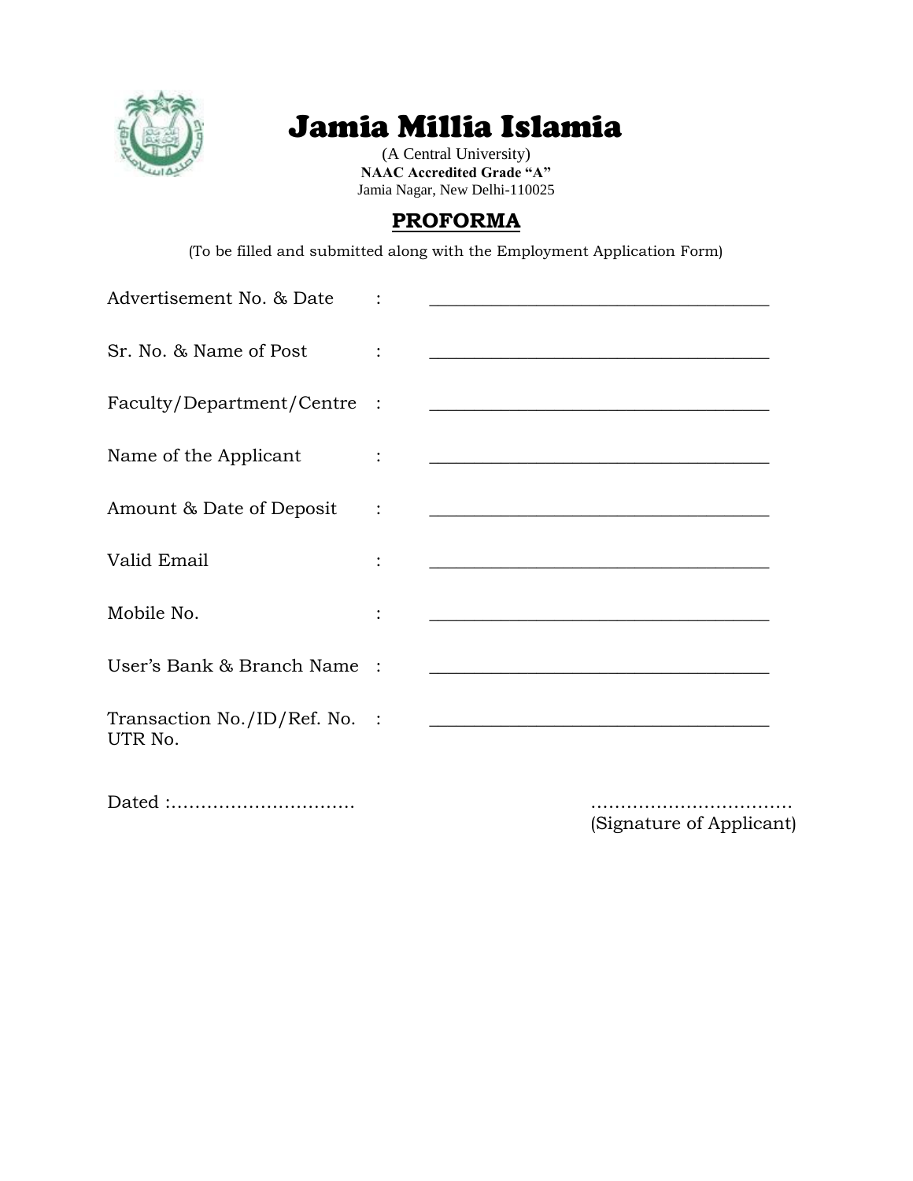# Jamia Millia Islamia

(A Central University)
**NAAC Accredited Grade "A"**
Jamia Nagar, New Delhi-110025

## PROFORMA

(To be filled and submitted along with the Employment Application Form)

Advertisement No. & Date : ______________________________________

Sr. No. & Name of Post : ______________________________________

Faculty/Department/Centre : ______________________________________

Name of the Applicant : ______________________________________

Amount & Date of Deposit : ______________________________________

Valid Email : ______________________________________

Mobile No. : ______________________________________

User's Bank & Branch Name : ______________________________________

Transaction No./ID/Ref. No. UTR No. : ______________________________________

Dated :…………………………

……………………………
(Signature of Applicant)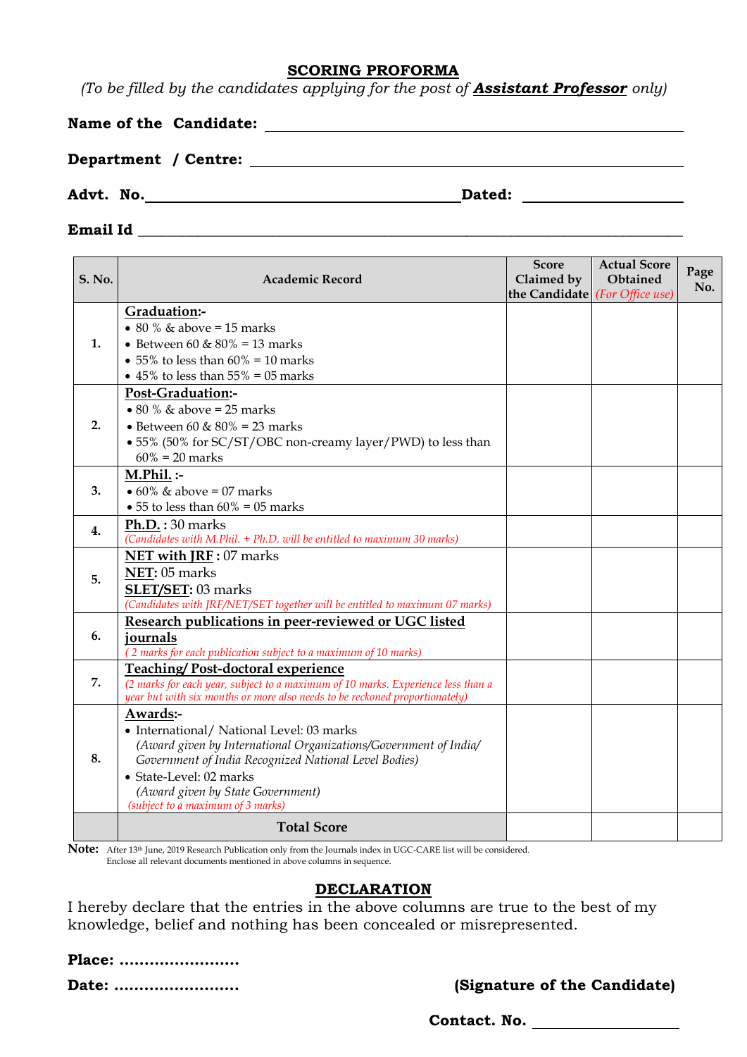## SCORING PROFORMA

*(To be filled by the candidates applying for the post of **Assistant Professor** only)*

**Name of the Candidate:** ____________________________________________

**Department / Centre:** ____________________________________________

**Advt. No.** ______________________________ **Dated:** ________________

**Email Id** ____________________________________________

| S. No. | Academic Record | Score Claimed by the Candidate | Actual Score Obtained *(For Office use)* | Page No. |
|---|---|---|---|---|
| 1. | **Graduation:-**<br>• 80 % & above = 15 marks<br>• Between 60 & 80% = 13 marks<br>• 55% to less than 60% = 10 marks<br>• 45% to less than 55% = 05 marks | | | |
| 2. | **Post-Graduation:-**<br>• 80 % & above = 25 marks<br>• Between 60 & 80% = 23 marks<br>• 55% (50% for SC/ST/OBC non-creamy layer/PWD) to less than 60% = 20 marks | | | |
| 3. | **M.Phil. :-**<br>• 60% & above = 07 marks<br>• 55 to less than 60% = 05 marks | | | |
| 4. | **Ph.D. :** 30 marks<br>*(Candidates with M.Phil. + Ph.D. will be entitled to maximum 30 marks)* | | | |
| 5. | **NET with JRF :** 07 marks<br>**NET:** 05 marks<br>**SLET/SET:** 03 marks<br>*(Candidates with JRF/NET/SET together will be entitled to maximum 07 marks)* | | | |
| 6. | **Research publications in peer-reviewed or UGC listed journals**<br>*( 2 marks for each publication subject to a maximum of 10 marks)* | | | |
| 7. | **Teaching/ Post-doctoral experience**<br>*(2 marks for each year, subject to a maximum of 10 marks. Experience less than a year but with six months or more also needs to be reckoned proportionately)* | | | |
| 8. | **Awards:-**<br>• International/ National Level: 03 marks<br>*(Award given by International Organizations/Government of India/ Government of India Recognized National Level Bodies)*<br>• State-Level: 02 marks<br>*(Award given by State Government)*<br>*(subject to a maximum of 3 marks)* | | | |
| | **Total Score** | | | |

**Note:** After 13th June, 2019 Research Publication only from the Journals index in UGC-CARE list will be considered.
Enclose all relevant documents mentioned in above columns in sequence.

## DECLARATION

I hereby declare that the entries in the above columns are true to the best of my knowledge, belief and nothing has been concealed or misrepresented.

**Place:** ......................

**Date:** ......................

**(Signature of the Candidate)**

**Contact. No.** ________________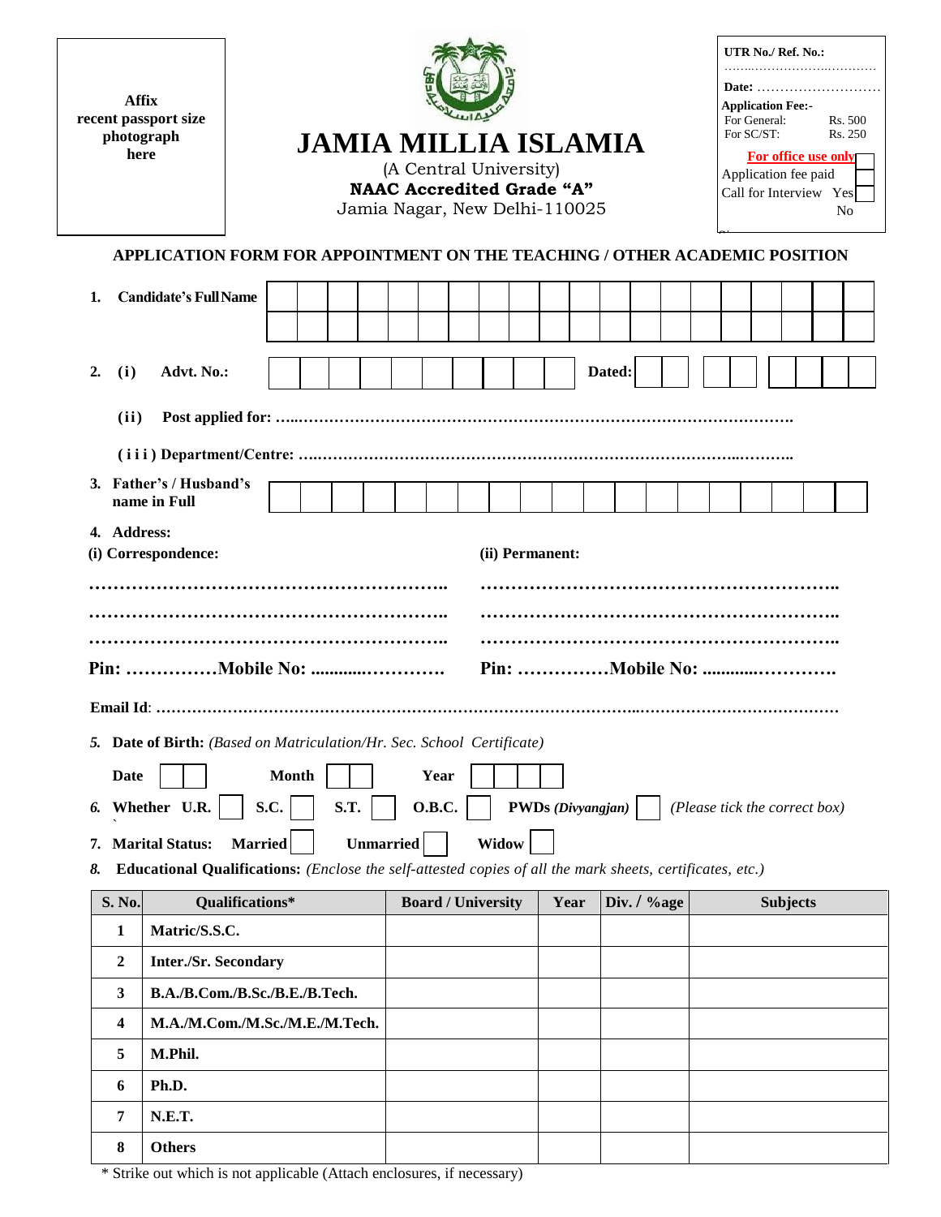Affix recent passport size photograph here

# JAMIA MILLIA ISLAMIA

(A Central University)

**NAAC Accredited Grade "A"**

Jamia Nagar, New Delhi-110025

**UTR No./ Ref. No.:** ………………………………

**Date:** ………………………

**Application Fee:-**
For General: Rs. 500
For SC/ST: Rs. 250

**For office use only**
Application fee paid
Call for Interview Yes
No

## APPLICATION FORM FOR APPOINTMENT ON THE TEACHING / OTHER ACADEMIC POSITION

1. **Candidate's Full Name**

2. **(i) Advt. No.:** **Dated:**

   **(ii) Post applied for:** ………………………………………………………………………………………….

   **(iii) Department/Centre:** ………………………………………………………………………………………..

3. **Father's / Husband's name in Full**

4. **Address:**

**(i) Correspondence:**

……………………………………………………..
……………………………………………………..
……………………………………………………..

**Pin:** ……………**Mobile No:** ...........…………

**(ii) Permanent:**

……………………………………………………..
……………………………………………………..
……………………………………………………..

**Pin:** ……………**Mobile No:** ...........…………

**Email Id**: ……………………………………………………………………………………………………………

5. **Date of Birth:** *(Based on Matriculation/Hr. Sec. School Certificate)*

   **Date** **Month** **Year**

6. **Whether U.R.** **S.C.** **S.T.** **O.B.C.** **PWDs** ***(Divyangjan)*** *(Please tick the correct box)*

7. **Marital Status:** **Married** **Unmarried** **Widow**

8. **Educational Qualifications:** *(Enclose the self-attested copies of all the mark sheets, certificates, etc.)*

| S. No. | Qualifications* | Board / University | Year | Div. / %age | Subjects |
|---|---|---|---|---|---|
| 1 | Matric/S.S.C. | | | | |
| 2 | Inter./Sr. Secondary | | | | |
| 3 | B.A./B.Com./B.Sc./B.E./B.Tech. | | | | |
| 4 | M.A./M.Com./M.Sc./M.E./M.Tech. | | | | |
| 5 | M.Phil. | | | | |
| 6 | Ph.D. | | | | |
| 7 | N.E.T. | | | | |
| 8 | Others | | | | |

\* Strike out which is not applicable (Attach enclosures, if necessary)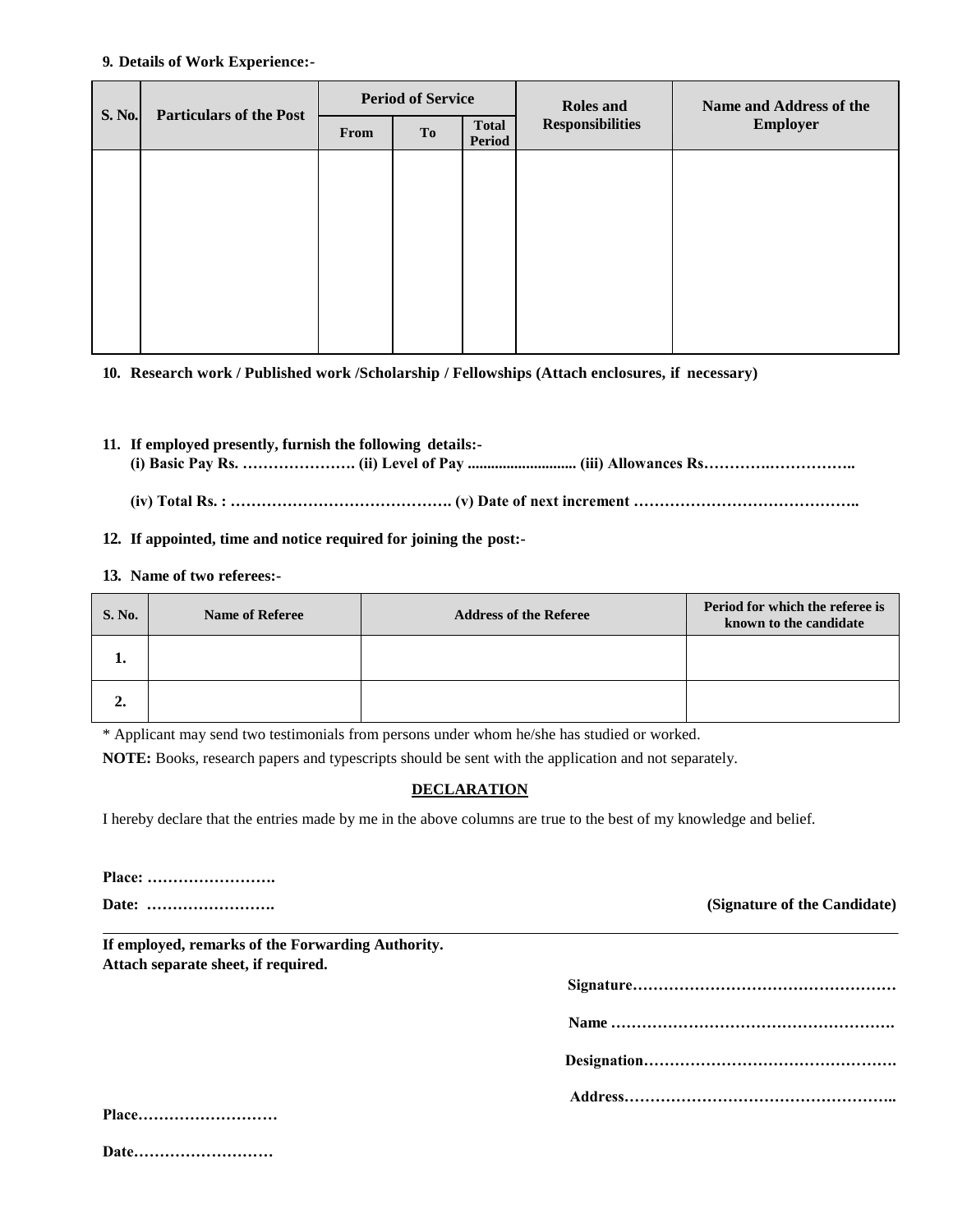**9. Details of Work Experience:-**

| S. No. | Particulars of the Post | Period of Service | | | Roles and Responsibilities | Name and Address of the Employer |
|---|---|---|---|---|---|---|
| | | From | To | Total Period | | |
| | | | | | | |

**10. Research work / Published work /Scholarship / Fellowships (Attach enclosures, if necessary)**

**11. If employed presently, furnish the following details:-**
**(i) Basic Pay Rs. …………………. (ii) Level of Pay ........................... (iii) Allowances Rs………….……………..**

**(iv) Total Rs. : ……………………………………. (v) Date of next increment ……………………………………..**

**12. If appointed, time and notice required for joining the post:-**

**13. Name of two referees:-**

| S. No. | Name of Referee | Address of the Referee | Period for which the referee is known to the candidate |
|---|---|---|---|
| **1.** | | | |
| **2.** | | | |

* Applicant may send two testimonials from persons under whom he/she has studied or worked.

**NOTE:** Books, research papers and typescripts should be sent with the application and not separately.

**DECLARATION**

I hereby declare that the entries made by me in the above columns are true to the best of my knowledge and belief.

**Place: …………………….**

**Date: …………………….** **(Signature of the Candidate)**

---

**If employed, remarks of the Forwarding Authority.**
**Attach separate sheet, if required.**

**Signature……………………………………………**

**Name ……………………………………………….**

**Designation………………………………………….**

**Address……………………………………………..**

**Place………………………**

**Date………………………**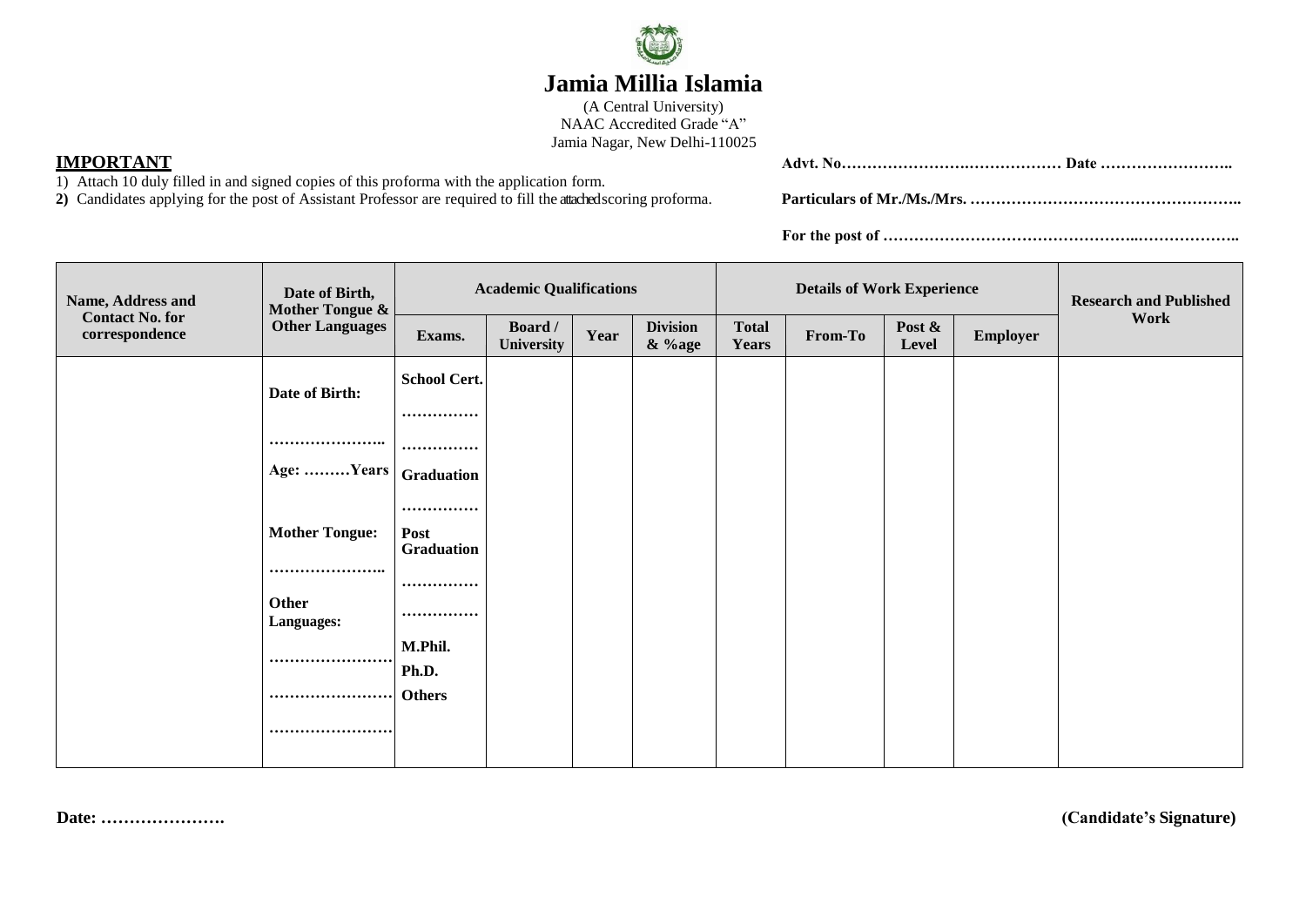# Jamia Millia Islamia

(A Central University)
NAAC Accredited Grade "A"
Jamia Nagar, New Delhi-110025

**IMPORTANT**

1) Attach 10 duly filled in and signed copies of this proforma with the application form.
2) Candidates applying for the post of Assistant Professor are required to fill the attached scoring proforma.

**Advt. No………………………………………… Date ……………………..**

**Particulars of Mr./Ms./Mrs. ……………………………………………..**

**For the post of ……………………………………………..………………..**

| Name, Address and Contact No. for correspondence | Date of Birth, Mother Tongue & Other Languages | Academic Qualifications | | | | Details of Work Experience | | | | Research and Published Work |
|---|---|---|---|---|---|---|---|---|---|---|
| | | Exams. | Board / University | Year | Division & %age | Total Years | From-To | Post & Level | Employer | |
| | **Date of Birth:** ………………….. **Age: ………Years** **Mother Tongue:** ………………….. **Other Languages:** …………………… …………………… …………………… | **School Cert.** …………… …………… **Graduation** …………… **Post Graduation** …………… …………… **M.Phil.** **Ph.D.** **Others** | | | | | | | | |

**Date: ………………….**

**(Candidate's Signature)**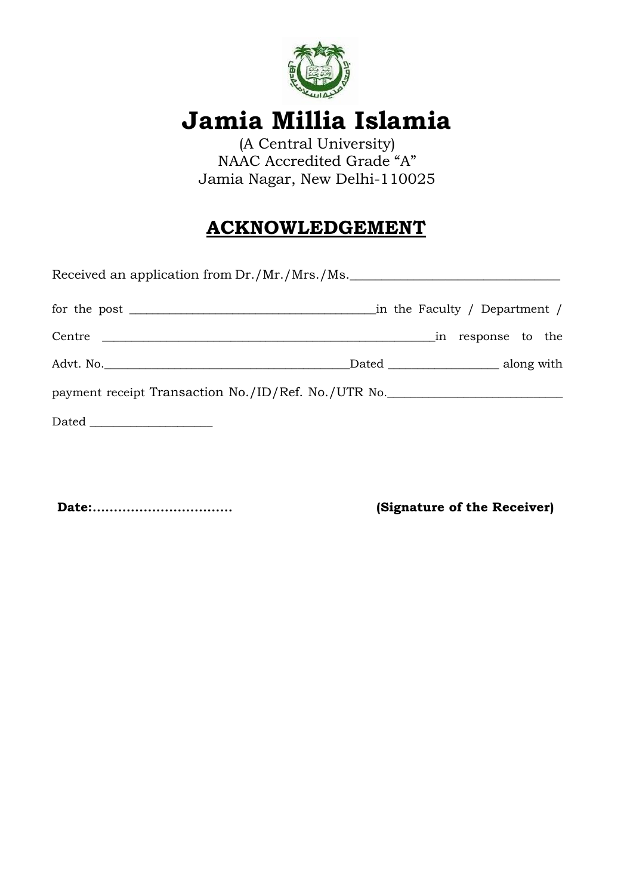# Jamia Millia Islamia

(A Central University)
NAAC Accredited Grade "A"
Jamia Nagar, New Delhi-110025

## ACKNOWLEDGEMENT

Received an application from Dr./Mr./Mrs./Ms.________________________________

for the post _______________________________________in the Faculty / Department / Centre ____________________________________________________in response to the Advt. No.______________________________________Dated _________________ along with payment receipt Transaction No./ID/Ref. No./UTR No.___________________________ Dated ___________________

**Date:……………………………** **(Signature of the Receiver)**